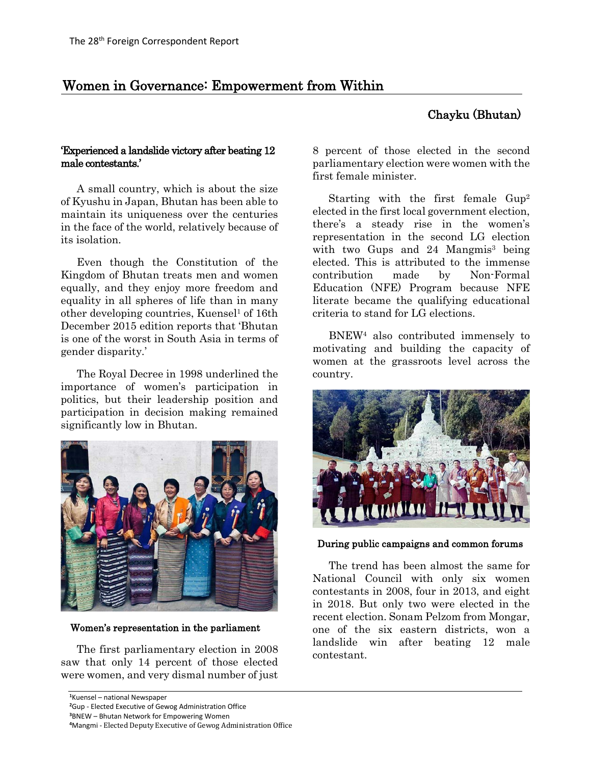# Women in Governance: Empowerment from Within

## Chayku (Bhutan)

**'Experienced a landslide victory after beating 12 male contestants.'**

A small country, which is about the size of Kyushu in Japan, Bhutan has been able to maintain its uniqueness over the centuries in the face of the world, relatively because of its isolation.

Even though the Constitution of the Kingdom of Bhutan treats men and women equally, and they enjoy more freedom and equality in all spheres of life than in many other developing countries, Kuensel[1] of 16th December 2015 edition reports that 'Bhutan is one of the worst in South Asia in terms of gender disparity.'

The Royal Decree in 1998 underlined the importance of women's participation in politics, but their leadership position and participation in decision making remained significantly low in Bhutan.

Women's representation in the parliament

The first parliamentary election in 2008 saw that only 14 percent of those elected were women, and very dismal number of just 8 percent of those elected in the second parliamentary election were women with the first female minister.

Starting with the first female Gup[2] elected in the first local government election, there's a steady rise in the women's representation in the second LG election with two Gups and 24 Mangmis[3] being elected. This is attributed to the immense contribution made by Non-Formal Education (NFE) Program because NFE literate became the qualifying educational criteria to stand for LG elections.

BNEW[4] also contributed immensely to motivating and building the capacity of women at the grassroots level across the country.

During public campaigns and common forums

The trend has been almost the same for National Council with only six women contestants in 2008, four in 2013, and eight in 2018. But only two were elected in the recent election. Sonam Pelzom from Mongar, one of the six eastern districts, won a landslide win after beating 12 male contestant.

---

[1]Kuensel – national Newspaper
[2]Gup - Elected Executive of Gewog Administration Office
[3]BNEW – Bhutan Network for Empowering Women
[4]Mangmi - Elected Deputy Executive of Gewog Administration Office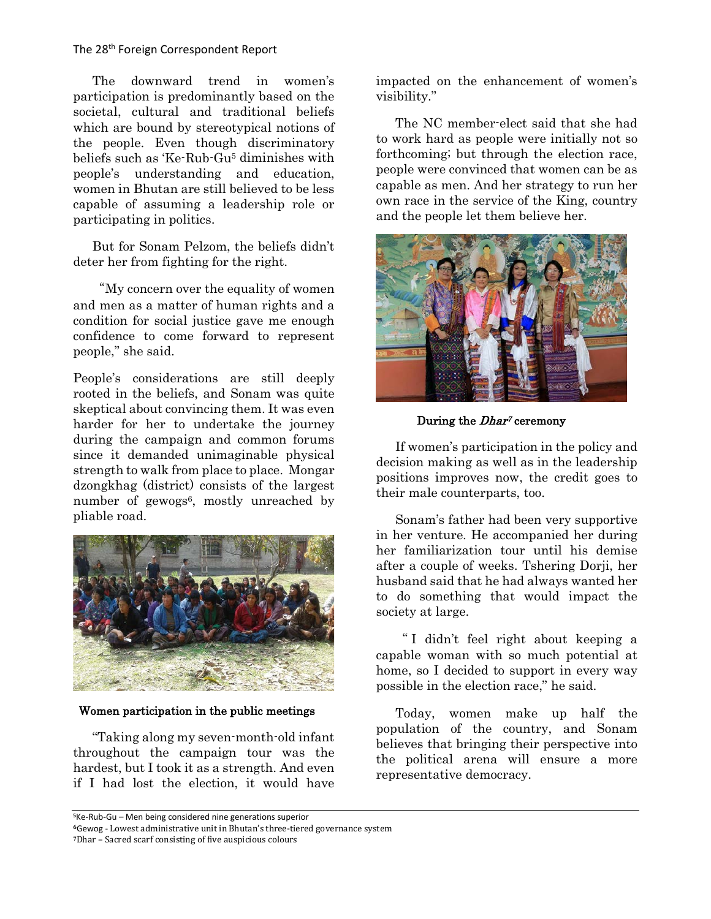The downward trend in women's participation is predominantly based on the societal, cultural and traditional beliefs which are bound by stereotypical notions of the people. Even though discriminatory beliefs such as 'Ke-Rub-Gu[5] diminishes with people's understanding and education, women in Bhutan are still believed to be less capable of assuming a leadership role or participating in politics.

But for Sonam Pelzom, the beliefs didn't deter her from fighting for the right.

"My concern over the equality of women and men as a matter of human rights and a condition for social justice gave me enough confidence to come forward to represent people," she said.

People's considerations are still deeply rooted in the beliefs, and Sonam was quite skeptical about convincing them. It was even harder for her to undertake the journey during the campaign and common forums since it demanded unimaginable physical strength to walk from place to place. Mongar dzongkhag (district) consists of the largest number of gewogs[6], mostly unreached by pliable road.

**Women participation in the public meetings**

"Taking along my seven-month-old infant throughout the campaign tour was the hardest, but I took it as a strength. And even if I had lost the election, it would have impacted on the enhancement of women's visibility."

The NC member-elect said that she had to work hard as people were initially not so forthcoming; but through the election race, people were convinced that women can be as capable as men. And her strategy to run her own race in the service of the King, country and the people let them believe her.

**During the *Dhar*[7] ceremony**

If women's participation in the policy and decision making as well as in the leadership positions improves now, the credit goes to their male counterparts, too.

Sonam's father had been very supportive in her venture. He accompanied her during her familiarization tour until his demise after a couple of weeks. Tshering Dorji, her husband said that he had always wanted her to do something that would impact the society at large.

" I didn't feel right about keeping a capable woman with so much potential at home, so I decided to support in every way possible in the election race," he said.

Today, women make up half the population of the country, and Sonam believes that bringing their perspective into the political arena will ensure a more representative democracy.

---

[5]Ke-Rub-Gu – Men being considered nine generations superior

[6]Gewog - Lowest administrative unit in Bhutan's three-tiered governance system

[7]Dhar – Sacred scarf consisting of five auspicious colours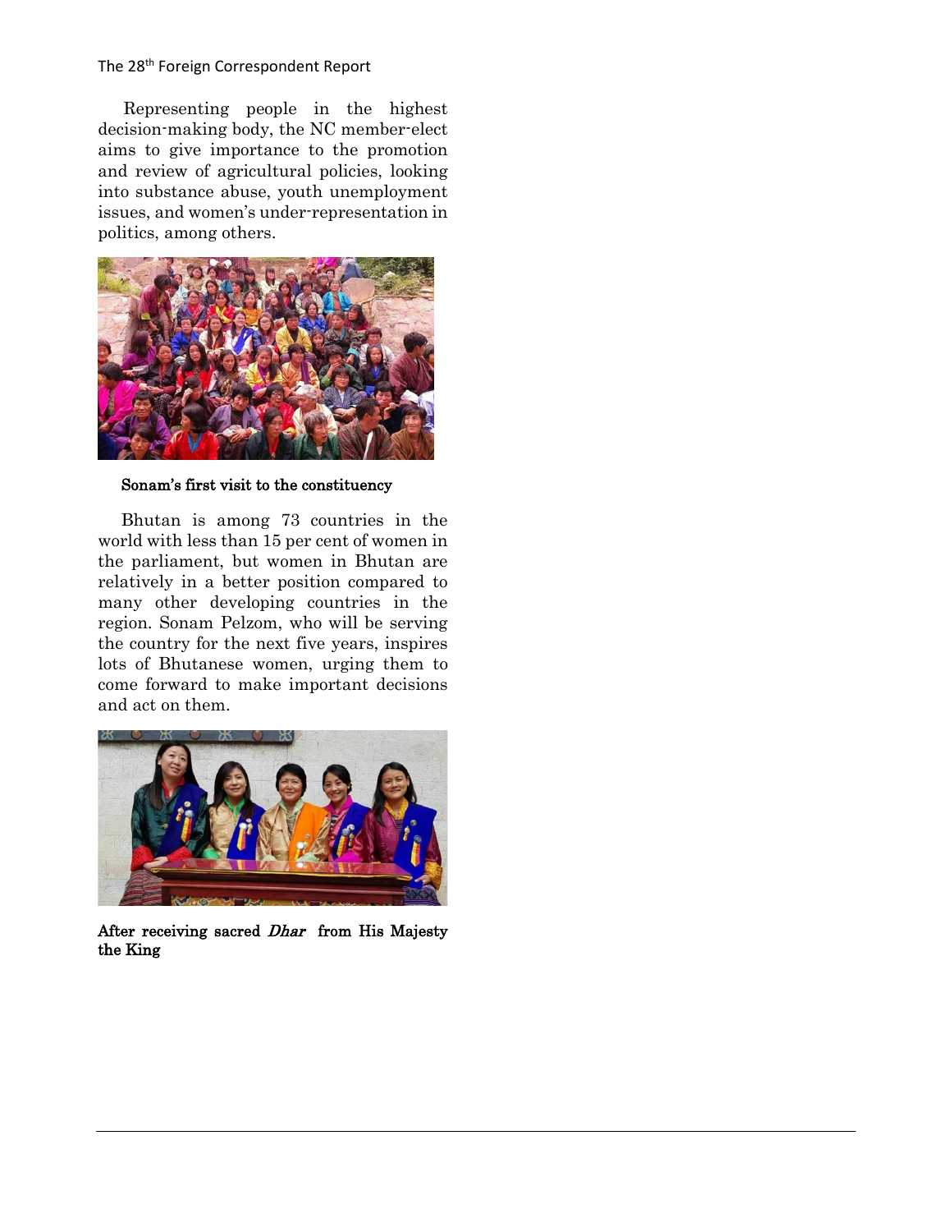Representing people in the highest decision-making body, the NC member-elect aims to give importance to the promotion and review of agricultural policies, looking into substance abuse, youth unemployment issues, and women's under-representation in politics, among others.

**Sonam's first visit to the constituency**

Bhutan is among 73 countries in the world with less than 15 per cent of women in the parliament, but women in Bhutan are relatively in a better position compared to many other developing countries in the region. Sonam Pelzom, who will be serving the country for the next five years, inspires lots of Bhutanese women, urging them to come forward to make important decisions and act on them.

**After receiving sacred *Dhar* from His Majesty the King**